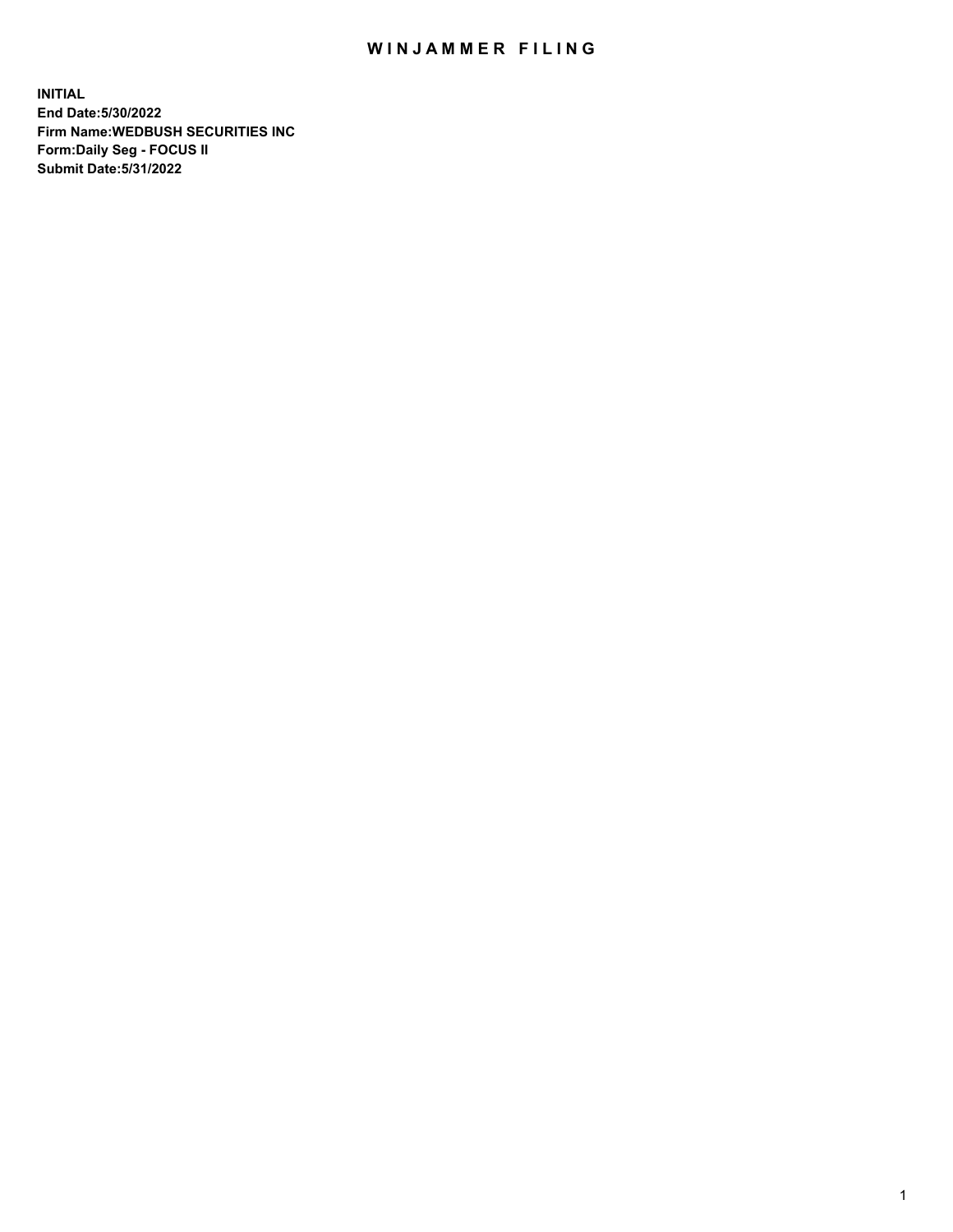# WINJAMMER FILING

**INITIAL**
**End Date:5/30/2022**
**Firm Name:WEDBUSH SECURITIES INC**
**Form:Daily Seg - FOCUS II**
**Submit Date:5/31/2022**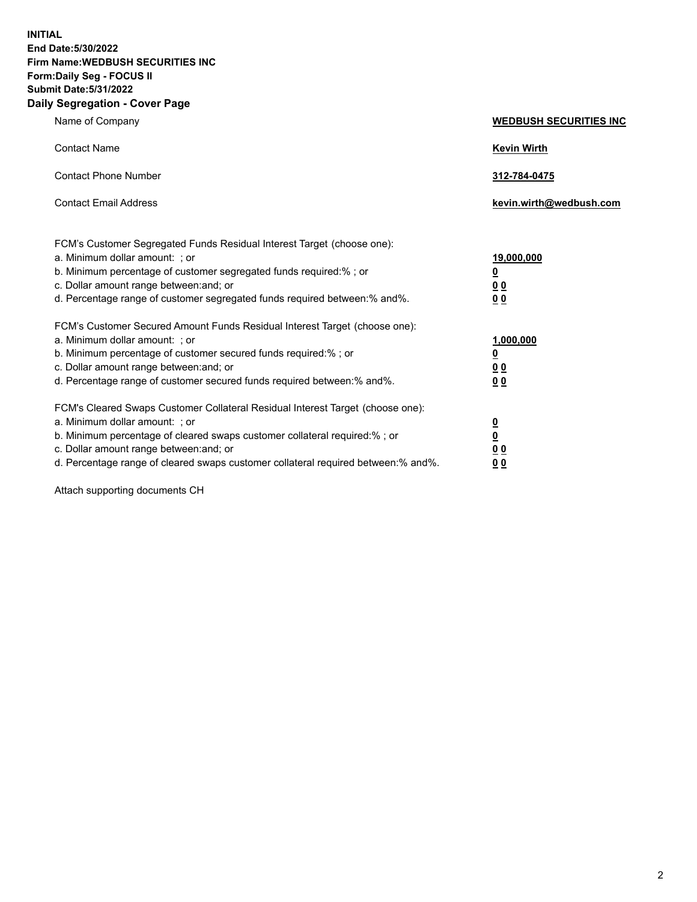**INITIAL**
**End Date:5/30/2022**
**Firm Name:WEDBUSH SECURITIES INC**
**Form:Daily Seg - FOCUS II**
**Submit Date:5/31/2022**

## Daily Segregation - Cover Page

| | |
|---|---|
| Name of Company | **WEDBUSH SECURITIES INC** |
| Contact Name | **Kevin Wirth** |
| Contact Phone Number | **312-784-0475** |
| Contact Email Address | **kevin.wirth@wedbush.com** |

FCM's Customer Segregated Funds Residual Interest Target (choose one):

| | |
|---|---|
| a. Minimum dollar amount: ; or | **19,000,000** |
| b. Minimum percentage of customer segregated funds required:% ; or | **0** |
| c. Dollar amount range between:and; or | **0 0** |
| d. Percentage range of customer segregated funds required between:% and%. | **0 0** |

FCM's Customer Secured Amount Funds Residual Interest Target (choose one):

| | |
|---|---|
| a. Minimum dollar amount: ; or | **1,000,000** |
| b. Minimum percentage of customer secured funds required:% ; or | **0** |
| c. Dollar amount range between:and; or | **0 0** |
| d. Percentage range of customer secured funds required between:% and%. | **0 0** |

FCM's Cleared Swaps Customer Collateral Residual Interest Target (choose one):

| | |
|---|---|
| a. Minimum dollar amount: ; or | **0** |
| b. Minimum percentage of cleared swaps customer collateral required:% ; or | **0** |
| c. Dollar amount range between:and; or | **0 0** |
| d. Percentage range of cleared swaps customer collateral required between:% and%. | **0 0** |

Attach supporting documents CH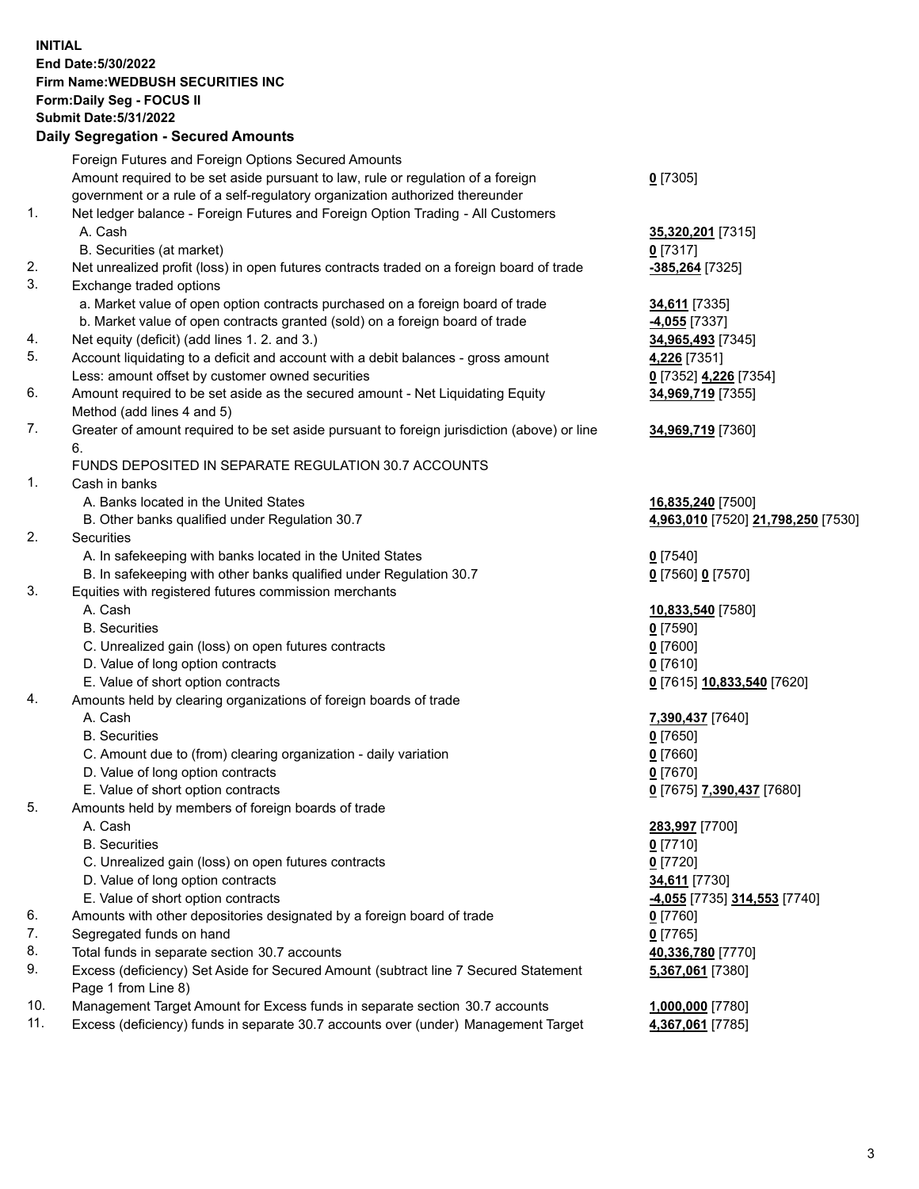**INITIAL**
**End Date:5/30/2022**
**Firm Name:WEDBUSH SECURITIES INC**
**Form:Daily Seg - FOCUS II**
**Submit Date:5/31/2022**

## Daily Segregation - Secured Amounts

| | | |
|---|---|---|
| | Foreign Futures and Foreign Options Secured Amounts | |
| | Amount required to be set aside pursuant to law, rule or regulation of a foreign government or a rule of a self-regulatory organization authorized thereunder | **0** [7305] |
| 1. | Net ledger balance - Foreign Futures and Foreign Option Trading - All Customers | |
| | A. Cash | **35,320,201** [7315] |
| | B. Securities (at market) | **0** [7317] |
| 2. | Net unrealized profit (loss) in open futures contracts traded on a foreign board of trade | **-385,264** [7325] |
| 3. | Exchange traded options | |
| | a. Market value of open option contracts purchased on a foreign board of trade | **34,611** [7335] |
| | b. Market value of open contracts granted (sold) on a foreign board of trade | **-4,055** [7337] |
| 4. | Net equity (deficit) (add lines 1. 2. and 3.) | **34,965,493** [7345] |
| 5. | Account liquidating to a deficit and account with a debit balances - gross amount | **4,226** [7351] |
| | Less: amount offset by customer owned securities | **0** [7352] **4,226** [7354] |
| 6. | Amount required to be set aside as the secured amount - Net Liquidating Equity Method (add lines 4 and 5) | **34,969,719** [7355] |
| 7. | Greater of amount required to be set aside pursuant to foreign jurisdiction (above) or line 6. | **34,969,719** [7360] |
| | FUNDS DEPOSITED IN SEPARATE REGULATION 30.7 ACCOUNTS | |
| 1. | Cash in banks | |
| | A. Banks located in the United States | **16,835,240** [7500] |
| | B. Other banks qualified under Regulation 30.7 | **4,963,010** [7520] **21,798,250** [7530] |
| 2. | Securities | |
| | A. In safekeeping with banks located in the United States | **0** [7540] |
| | B. In safekeeping with other banks qualified under Regulation 30.7 | **0** [7560] **0** [7570] |
| 3. | Equities with registered futures commission merchants | |
| | A. Cash | **10,833,540** [7580] |
| | B. Securities | **0** [7590] |
| | C. Unrealized gain (loss) on open futures contracts | **0** [7600] |
| | D. Value of long option contracts | **0** [7610] |
| | E. Value of short option contracts | **0** [7615] **10,833,540** [7620] |
| 4. | Amounts held by clearing organizations of foreign boards of trade | |
| | A. Cash | **7,390,437** [7640] |
| | B. Securities | **0** [7650] |
| | C. Amount due to (from) clearing organization - daily variation | **0** [7660] |
| | D. Value of long option contracts | **0** [7670] |
| | E. Value of short option contracts | **0** [7675] **7,390,437** [7680] |
| 5. | Amounts held by members of foreign boards of trade | |
| | A. Cash | **283,997** [7700] |
| | B. Securities | **0** [7710] |
| | C. Unrealized gain (loss) on open futures contracts | **0** [7720] |
| | D. Value of long option contracts | **34,611** [7730] |
| | E. Value of short option contracts | **-4,055** [7735] **314,553** [7740] |
| 6. | Amounts with other depositories designated by a foreign board of trade | **0** [7760] |
| 7. | Segregated funds on hand | **0** [7765] |
| 8. | Total funds in separate section 30.7 accounts | **40,336,780** [7770] |
| 9. | Excess (deficiency) Set Aside for Secured Amount (subtract line 7 Secured Statement Page 1 from Line 8) | **5,367,061** [7380] |
| 10. | Management Target Amount for Excess funds in separate section 30.7 accounts | **1,000,000** [7780] |
| 11. | Excess (deficiency) funds in separate 30.7 accounts over (under) Management Target | **4,367,061** [7785] |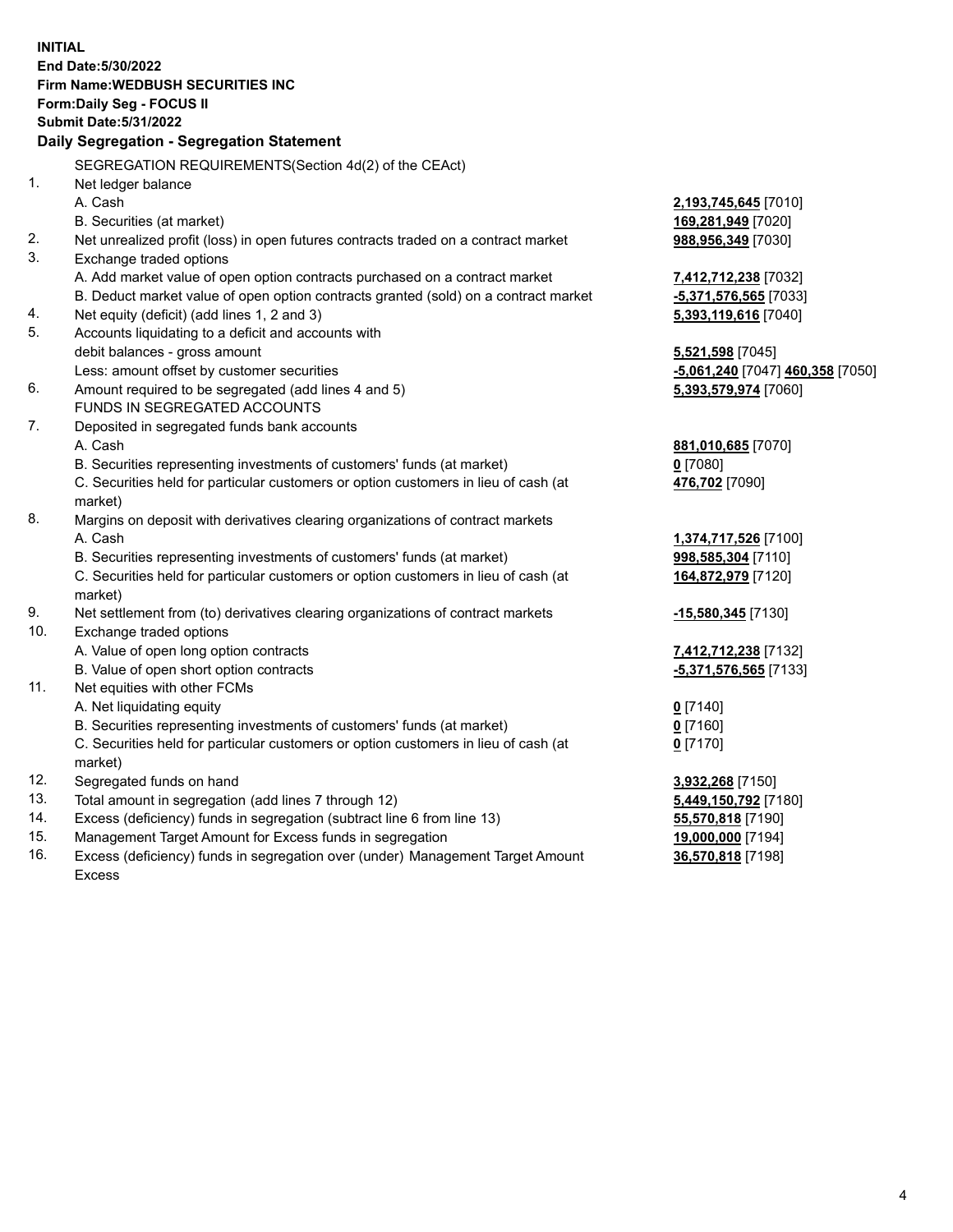**INITIAL**
**End Date:5/30/2022**
**Firm Name:WEDBUSH SECURITIES INC**
**Form:Daily Seg - FOCUS II**
**Submit Date:5/31/2022**

## Daily Segregation - Segregation Statement

SEGREGATION REQUIREMENTS(Section 4d(2) of the CEAct)

| | | |
|---|---|---|
| 1. | Net ledger balance | |
| | A. Cash | **2,193,745,645** [7010] |
| | B. Securities (at market) | **169,281,949** [7020] |
| 2. | Net unrealized profit (loss) in open futures contracts traded on a contract market | **988,956,349** [7030] |
| 3. | Exchange traded options | |
| | A. Add market value of open option contracts purchased on a contract market | **7,412,712,238** [7032] |
| | B. Deduct market value of open option contracts granted (sold) on a contract market | **-5,371,576,565** [7033] |
| 4. | Net equity (deficit) (add lines 1, 2 and 3) | **5,393,119,616** [7040] |
| 5. | Accounts liquidating to a deficit and accounts with debit balances - gross amount | **5,521,598** [7045] |
| | Less: amount offset by customer securities | **-5,061,240** [7047] **460,358** [7050] |
| 6. | Amount required to be segregated (add lines 4 and 5) | **5,393,579,974** [7060] |
| | FUNDS IN SEGREGATED ACCOUNTS | |
| 7. | Deposited in segregated funds bank accounts | |
| | A. Cash | **881,010,685** [7070] |
| | B. Securities representing investments of customers' funds (at market) | **0** [7080] |
| | C. Securities held for particular customers or option customers in lieu of cash (at market) | **476,702** [7090] |
| 8. | Margins on deposit with derivatives clearing organizations of contract markets | |
| | A. Cash | **1,374,717,526** [7100] |
| | B. Securities representing investments of customers' funds (at market) | **998,585,304** [7110] |
| | C. Securities held for particular customers or option customers in lieu of cash (at market) | **164,872,979** [7120] |
| 9. | Net settlement from (to) derivatives clearing organizations of contract markets | **-15,580,345** [7130] |
| 10. | Exchange traded options | |
| | A. Value of open long option contracts | **7,412,712,238** [7132] |
| | B. Value of open short option contracts | **-5,371,576,565** [7133] |
| 11. | Net equities with other FCMs | |
| | A. Net liquidating equity | **0** [7140] |
| | B. Securities representing investments of customers' funds (at market) | **0** [7160] |
| | C. Securities held for particular customers or option customers in lieu of cash (at market) | **0** [7170] |
| 12. | Segregated funds on hand | **3,932,268** [7150] |
| 13. | Total amount in segregation (add lines 7 through 12) | **5,449,150,792** [7180] |
| 14. | Excess (deficiency) funds in segregation (subtract line 6 from line 13) | **55,570,818** [7190] |
| 15. | Management Target Amount for Excess funds in segregation | **19,000,000** [7194] |
| 16. | Excess (deficiency) funds in segregation over (under) Management Target Amount Excess | **36,570,818** [7198] |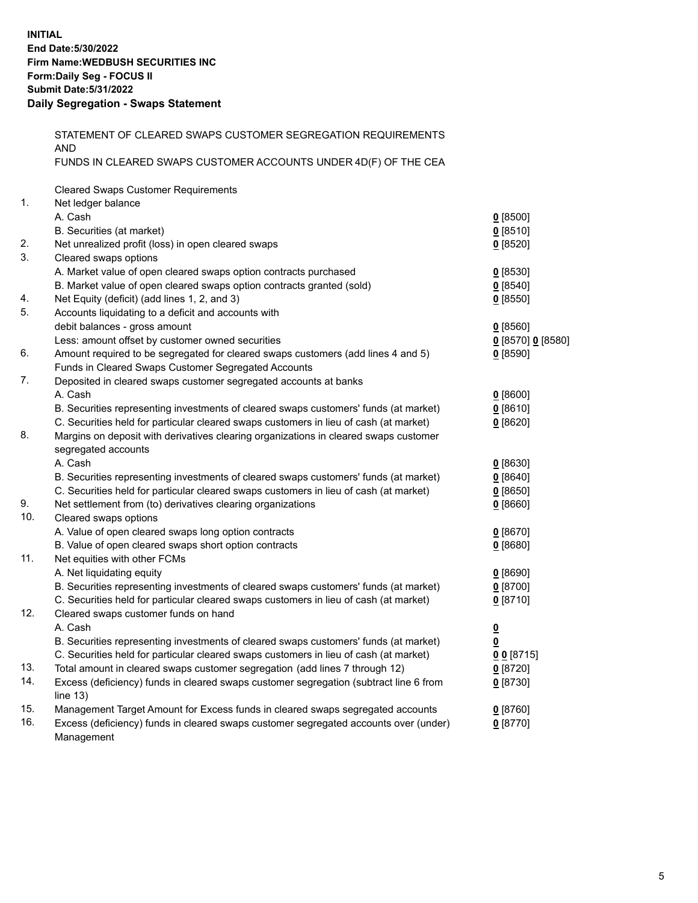**INITIAL**
**End Date:5/30/2022**
**Firm Name:WEDBUSH SECURITIES INC**
**Form:Daily Seg - FOCUS II**
**Submit Date:5/31/2022**
**Daily Segregation - Swaps Statement**

STATEMENT OF CLEARED SWAPS CUSTOMER SEGREGATION REQUIREMENTS AND FUNDS IN CLEARED SWAPS CUSTOMER ACCOUNTS UNDER 4D(F) OF THE CEA

| | | |
|---|---|---|
| | Cleared Swaps Customer Requirements | |
| 1. | Net ledger balance | |
| | A. Cash | 0 [8500] |
| | B. Securities (at market) | 0 [8510] |
| 2. | Net unrealized profit (loss) in open cleared swaps | 0 [8520] |
| 3. | Cleared swaps options | |
| | A. Market value of open cleared swaps option contracts purchased | 0 [8530] |
| | B. Market value of open cleared swaps option contracts granted (sold) | 0 [8540] |
| 4. | Net Equity (deficit) (add lines 1, 2, and 3) | 0 [8550] |
| 5. | Accounts liquidating to a deficit and accounts with | |
| | debit balances - gross amount | 0 [8560] |
| | Less: amount offset by customer owned securities | 0 [8570] 0 [8580] |
| 6. | Amount required to be segregated for cleared swaps customers (add lines 4 and 5) | 0 [8590] |
| | Funds in Cleared Swaps Customer Segregated Accounts | |
| 7. | Deposited in cleared swaps customer segregated accounts at banks | |
| | A. Cash | 0 [8600] |
| | B. Securities representing investments of cleared swaps customers' funds (at market) | 0 [8610] |
| | C. Securities held for particular cleared swaps customers in lieu of cash (at market) | 0 [8620] |
| 8. | Margins on deposit with derivatives clearing organizations in cleared swaps customer segregated accounts | |
| | A. Cash | 0 [8630] |
| | B. Securities representing investments of cleared swaps customers' funds (at market) | 0 [8640] |
| | C. Securities held for particular cleared swaps customers in lieu of cash (at market) | 0 [8650] |
| 9. | Net settlement from (to) derivatives clearing organizations | 0 [8660] |
| 10. | Cleared swaps options | |
| | A. Value of open cleared swaps long option contracts | 0 [8670] |
| | B. Value of open cleared swaps short option contracts | 0 [8680] |
| 11. | Net equities with other FCMs | |
| | A. Net liquidating equity | 0 [8690] |
| | B. Securities representing investments of cleared swaps customers' funds (at market) | 0 [8700] |
| | C. Securities held for particular cleared swaps customers in lieu of cash (at market) | 0 [8710] |
| 12. | Cleared swaps customer funds on hand | |
| | A. Cash | 0 |
| | B. Securities representing investments of cleared swaps customers' funds (at market) | 0 |
| | C. Securities held for particular cleared swaps customers in lieu of cash (at market) | 0 0 [8715] |
| 13. | Total amount in cleared swaps customer segregation (add lines 7 through 12) | 0 [8720] |
| 14. | Excess (deficiency) funds in cleared swaps customer segregation (subtract line 6 from line 13) | 0 [8730] |
| 15. | Management Target Amount for Excess funds in cleared swaps segregated accounts | 0 [8760] |
| 16. | Excess (deficiency) funds in cleared swaps customer segregated accounts over (under) Management | 0 [8770] |